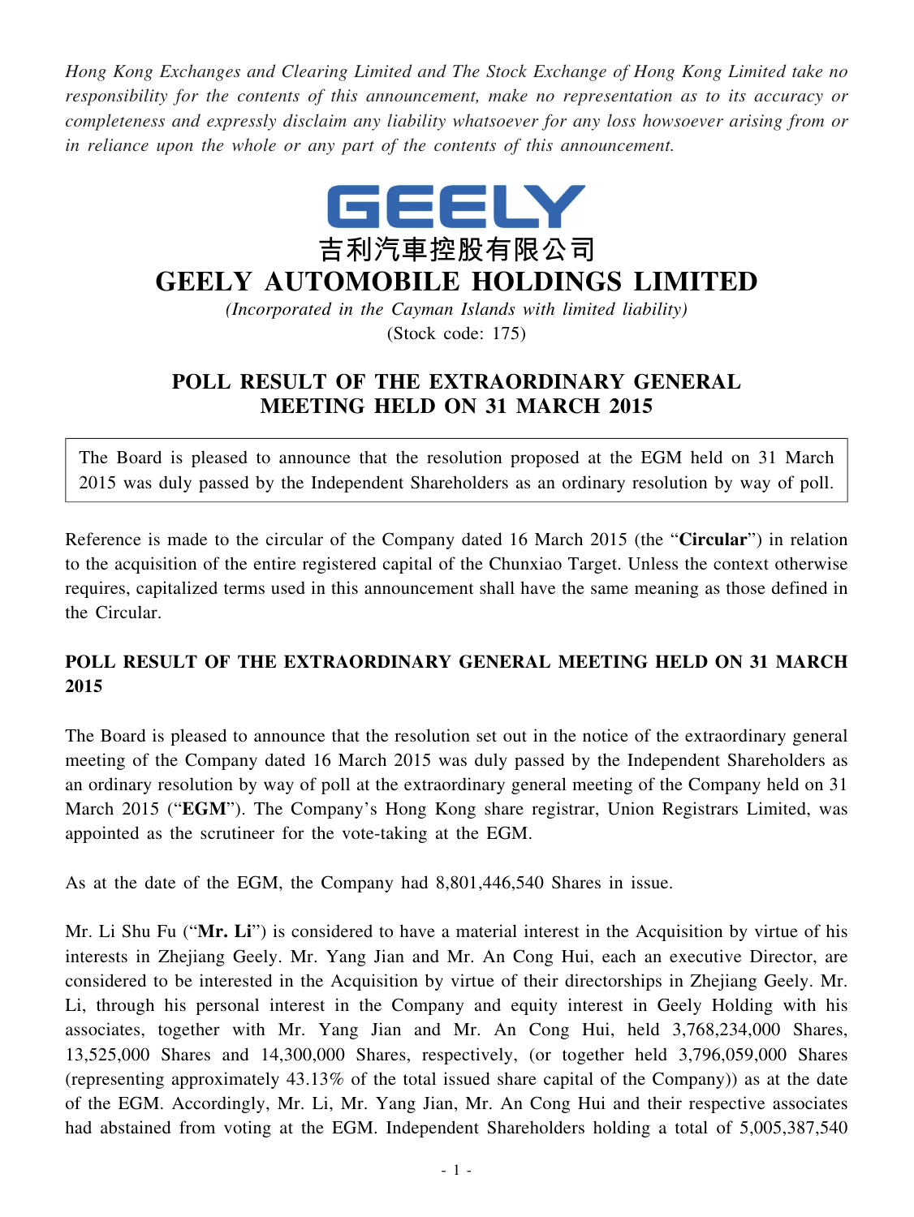*Hong Kong Exchanges and Clearing Limited and The Stock Exchange of Hong Kong Limited take no responsibility for the contents of this announcement, make no representation as to its accuracy or completeness and expressly disclaim any liability whatsoever for any loss howsoever arising from or in reliance upon the whole or any part of the contents of this announcement.*

GEELY

吉利汽車控股有限公司

# GEELY AUTOMOBILE HOLDINGS LIMITED

*(Incorporated in the Cayman Islands with limited liability)*

(Stock code: 175)

## POLL RESULT OF THE EXTRAORDINARY GENERAL MEETING HELD ON 31 MARCH 2015

The Board is pleased to announce that the resolution proposed at the EGM held on 31 March 2015 was duly passed by the Independent Shareholders as an ordinary resolution by way of poll.

Reference is made to the circular of the Company dated 16 March 2015 (the "**Circular**") in relation to the acquisition of the entire registered capital of the Chunxiao Target. Unless the context otherwise requires, capitalized terms used in this announcement shall have the same meaning as those defined in the Circular.

## POLL RESULT OF THE EXTRAORDINARY GENERAL MEETING HELD ON 31 MARCH 2015

The Board is pleased to announce that the resolution set out in the notice of the extraordinary general meeting of the Company dated 16 March 2015 was duly passed by the Independent Shareholders as an ordinary resolution by way of poll at the extraordinary general meeting of the Company held on 31 March 2015 ("**EGM**"). The Company's Hong Kong share registrar, Union Registrars Limited, was appointed as the scrutineer for the vote-taking at the EGM.

As at the date of the EGM, the Company had 8,801,446,540 Shares in issue.

Mr. Li Shu Fu ("**Mr. Li**") is considered to have a material interest in the Acquisition by virtue of his interests in Zhejiang Geely. Mr. Yang Jian and Mr. An Cong Hui, each an executive Director, are considered to be interested in the Acquisition by virtue of their directorships in Zhejiang Geely. Mr. Li, through his personal interest in the Company and equity interest in Geely Holding with his associates, together with Mr. Yang Jian and Mr. An Cong Hui, held 3,768,234,000 Shares, 13,525,000 Shares and 14,300,000 Shares, respectively, (or together held 3,796,059,000 Shares (representing approximately 43.13% of the total issued share capital of the Company)) as at the date of the EGM. Accordingly, Mr. Li, Mr. Yang Jian, Mr. An Cong Hui and their respective associates had abstained from voting at the EGM. Independent Shareholders holding a total of 5,005,387,540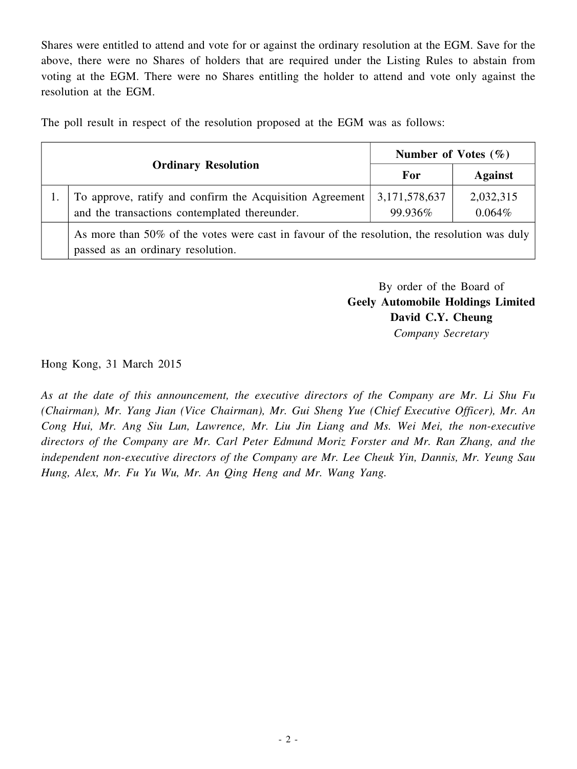Shares were entitled to attend and vote for or against the ordinary resolution at the EGM. Save for the above, there were no Shares of holders that are required under the Listing Rules to abstain from voting at the EGM. There were no Shares entitling the holder to attend and vote only against the resolution at the EGM.

The poll result in respect of the resolution proposed at the EGM was as follows:

| Ordinary Resolution | | Number of Votes (%) | |
|---|---|---|---|
| | | **For** | **Against** |
| 1. | To approve, ratify and confirm the Acquisition Agreement and the transactions contemplated thereunder. | 3,171,578,637 99.936% | 2,032,315 0.064% |
| | As more than 50% of the votes were cast in favour of the resolution, the resolution was duly passed as an ordinary resolution. | | |

By order of the Board of
**Geely Automobile Holdings Limited**
**David C.Y. Cheung**
*Company Secretary*

Hong Kong, 31 March 2015

*As at the date of this announcement, the executive directors of the Company are Mr. Li Shu Fu (Chairman), Mr. Yang Jian (Vice Chairman), Mr. Gui Sheng Yue (Chief Executive Officer), Mr. An Cong Hui, Mr. Ang Siu Lun, Lawrence, Mr. Liu Jin Liang and Ms. Wei Mei, the non-executive directors of the Company are Mr. Carl Peter Edmund Moriz Forster and Mr. Ran Zhang, and the independent non-executive directors of the Company are Mr. Lee Cheuk Yin, Dannis, Mr. Yeung Sau Hung, Alex, Mr. Fu Yu Wu, Mr. An Qing Heng and Mr. Wang Yang.*